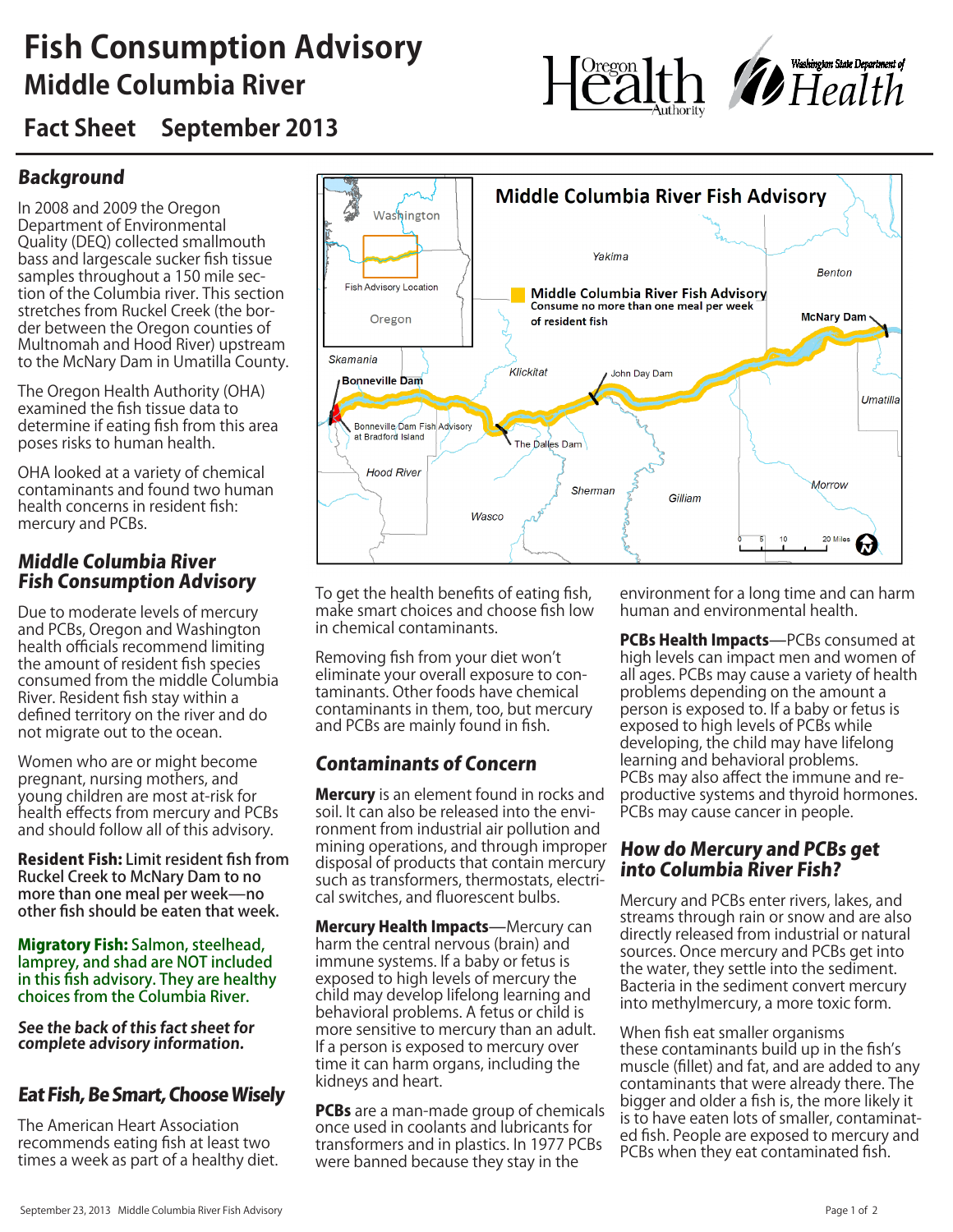# Fish Consumption Advisory

## Middle Columbia River

**Fact Sheet September 2013**

### *Background*

In 2008 and 2009 the Oregon Department of Environmental Quality (DEQ) collected smallmouth bass and largescale sucker fish tissue samples throughout a 150 mile section of the Columbia river. This section stretches from Ruckel Creek (the border between the Oregon counties of Multnomah and Hood River) upstream to the McNary Dam in Umatilla County.

The Oregon Health Authority (OHA) examined the fish tissue data to determine if eating fish from this area poses risks to human health.

OHA looked at a variety of chemical contaminants and found two human health concerns in resident fish: mercury and PCBs.

### *Middle Columbia River Fish Consumption Advisory*

Due to moderate levels of mercury and PCBs, Oregon and Washington health officials recommend limiting the amount of resident fish species consumed from the middle Columbia River. Resident fish stay within a defined territory on the river and do not migrate out to the ocean.

Women who are or might become pregnant, nursing mothers, and young children are most at-risk for health effects from mercury and PCBs and should follow all of this advisory.

**Resident Fish:** **Limit resident fish from Ruckel Creek to McNary Dam to no more than one meal per week—no other fish should be eaten that week.**

**Migratory Fish:** Salmon, steelhead, lamprey, and shad are NOT included in this fish advisory. They are healthy choices from the Columbia River.

***See the back of this fact sheet for complete advisory information.***

### *Eat Fish, Be Smart, Choose Wisely*

The American Heart Association recommends eating fish at least two times a week as part of a healthy diet.

**Middle Columbia River Fish Advisory**

Middle Columbia River Fish Advisory — Consume no more than one meal per week of resident fish

Map labels: Washington, Oregon, Fish Advisory Location, Yakima, Benton, McNary Dam, Skamania, Bonneville Dam, Klickitat, John Day Dam, Umatilla, Bonneville Dam Fish Advisory at Bradford Island, The Dalles Dam, Hood River, Sherman, Gilliam, Morrow, Wasco, 0 5 10 20 Miles

To get the health benefits of eating fish, make smart choices and choose fish low in chemical contaminants.

Removing fish from your diet won't eliminate your overall exposure to contaminants. Other foods have chemical contaminants in them, too, but mercury and PCBs are mainly found in fish.

### *Contaminants of Concern*

**Mercury** is an element found in rocks and soil. It can also be released into the environment from industrial air pollution and mining operations, and through improper disposal of products that contain mercury such as transformers, thermostats, electrical switches, and fluorescent bulbs.

**Mercury Health Impacts**—Mercury can harm the central nervous (brain) and immune systems. If a baby or fetus is exposed to high levels of mercury the child may develop lifelong learning and behavioral problems. A fetus or child is more sensitive to mercury than an adult. If a person is exposed to mercury over time it can harm organs, including the kidneys and heart.

**PCBs** are a man-made group of chemicals once used in coolants and lubricants for transformers and in plastics. In 1977 PCBs were banned because they stay in the environment for a long time and can harm human and environmental health.

**PCBs Health Impacts**—PCBs consumed at high levels can impact men and women of all ages. PCBs may cause a variety of health problems depending on the amount a person is exposed to. If a baby or fetus is exposed to high levels of PCBs while developing, the child may have lifelong learning and behavioral problems. PCBs may also affect the immune and reproductive systems and thyroid hormones. PCBs may cause cancer in people.

### *How do Mercury and PCBs get into Columbia River Fish?*

Mercury and PCBs enter rivers, lakes, and streams through rain or snow and are also directly released from industrial or natural sources. Once mercury and PCBs get into the water, they settle into the sediment. Bacteria in the sediment convert mercury into methylmercury, a more toxic form.

When fish eat smaller organisms these contaminants build up in the fish's muscle (fillet) and fat, and are added to any contaminants that were already there. The bigger and older a fish is, the more likely it is to have eaten lots of smaller, contaminated fish. People are exposed to mercury and PCBs when they eat contaminated fish.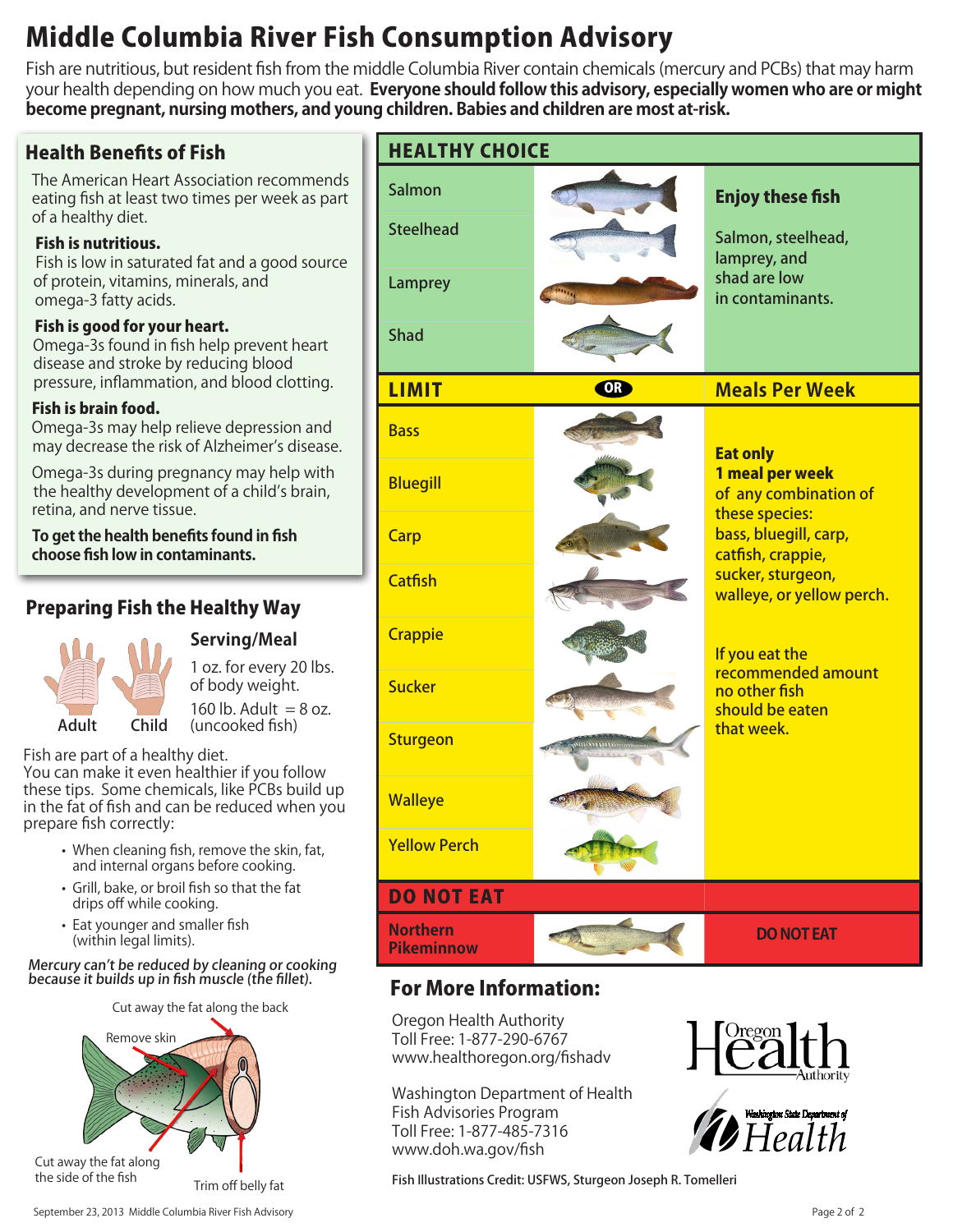# Middle Columbia River Fish Consumption Advisory

Fish are nutritious, but resident fish from the middle Columbia River contain chemicals (mercury and PCBs) that may harm your health depending on how much you eat. **Everyone should follow this advisory, especially women who are or might become pregnant, nursing mothers, and young children. Babies and children are most at-risk.**

## Health Benefits of Fish

The American Heart Association recommends eating fish at least two times per week as part of a healthy diet.

**Fish is nutritious.**
Fish is low in saturated fat and a good source of protein, vitamins, minerals, and omega-3 fatty acids.

**Fish is good for your heart.**
Omega-3s found in fish help prevent heart disease and stroke by reducing blood pressure, inflammation, and blood clotting.

**Fish is brain food.**
Omega-3s may help relieve depression and may decrease the risk of Alzheimer's disease.

Omega-3s during pregnancy may help with the healthy development of a child's brain, retina, and nerve tissue.

**To get the health benefits found in fish choose fish low in contaminants.**

## Preparing Fish the Healthy Way

### Serving/Meal

1 oz. for every 20 lbs. of body weight.
160 lb. Adult = 8 oz. (uncooked fish)

Adult Child

Fish are part of a healthy diet.
You can make it even healthier if you follow these tips. Some chemicals, like PCBs build up in the fat of fish and can be reduced when you prepare fish correctly:

- When cleaning fish, remove the skin, fat, and internal organs before cooking.
- Grill, bake, or broil fish so that the fat drips off while cooking.
- Eat younger and smaller fish (within legal limits).

*Mercury can't be reduced by cleaning or cooking because it builds up in fish muscle (the fillet).*

Cut away the fat along the back
Remove skin
Cut away the fat along the side of the fish
Trim off belly fat

## HEALTHY CHOICE

| Fish | Advice |
|---|---|
| Salmon<br>Steelhead<br>Lamprey<br>Shad | **Enjoy these fish**<br>Salmon, steelhead, lamprey, and shad are low in contaminants. |

## LIMIT OR Meals Per Week

| Fish | Advice |
|---|---|
| Bass<br>Bluegill<br>Carp<br>Catfish<br>Crappie<br>Sucker<br>Sturgeon<br>Walleye<br>Yellow Perch | **Eat only 1 meal per week** of any combination of these species: bass, bluegill, carp, catfish, crappie, sucker, sturgeon, walleye, or yellow perch.<br><br>If you eat the recommended amount no other fish should be eaten that week. |

## DO NOT EAT

| Fish | Advice |
|---|---|
| **Northern Pikeminnow** | **DO NOT EAT** |

## For More Information:

Oregon Health Authority
Toll Free: 1-877-290-6767
www.healthoregon.org/fishadv

Washington Department of Health
Fish Advisories Program
Toll Free: 1-877-485-7316
www.doh.wa.gov/fish

Oregon Health Authority
Washington State Department of Health

**Fish Illustrations Credit: USFWS, Sturgeon Joseph R. Tomelleri**

September 23, 2013 Middle Columbia River Fish Advisory